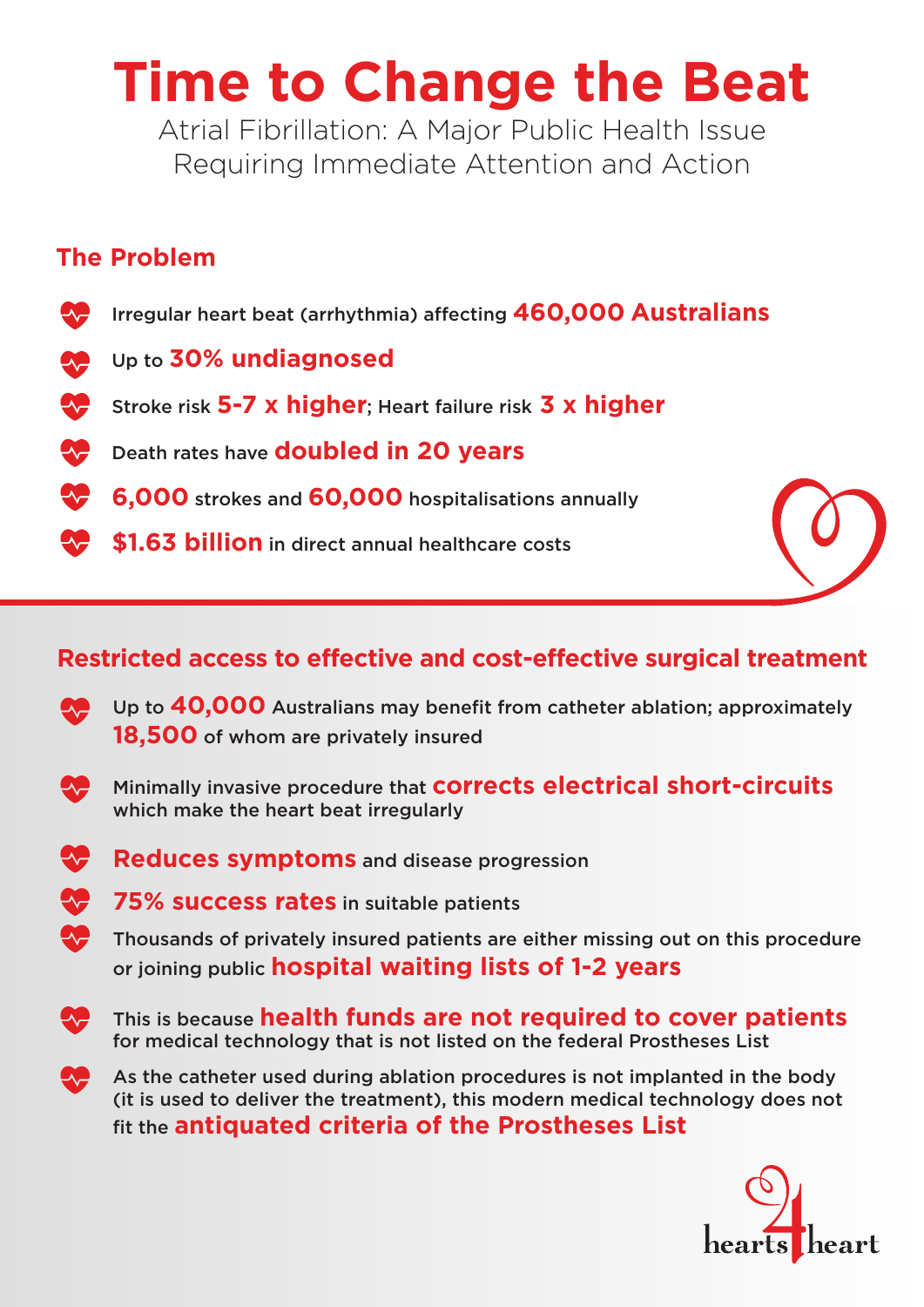# Time to Change the Beat

Atrial Fibrillation: A Major Public Health Issue Requiring Immediate Attention and Action

## The Problem

- Irregular heart beat (arrhythmia) affecting **460,000 Australians**
- Up to **30% undiagnosed**
- Stroke risk **5-7 x higher**; Heart failure risk **3 x higher**
- Death rates have **doubled in 20 years**
- **6,000** strokes and **60,000** hospitalisations annually
- **$1.63 billion** in direct annual healthcare costs

## Restricted access to effective and cost-effective surgical treatment

- Up to **40,000** Australians may benefit from catheter ablation; approximately **18,500** of whom are privately insured
- Minimally invasive procedure that **corrects electrical short-circuits** which make the heart beat irregularly
- **Reduces symptoms** and disease progression
- **75% success rates** in suitable patients
- Thousands of privately insured patients are either missing out on this procedure or joining public **hospital waiting lists of 1-2 years**
- This is because **health funds are not required to cover patients** for medical technology that is not listed on the federal Prostheses List
- As the catheter used during ablation procedures is not implanted in the body (it is used to deliver the treatment), this modern medical technology does not fit the **antiquated criteria of the Prostheses List**

hearts4heart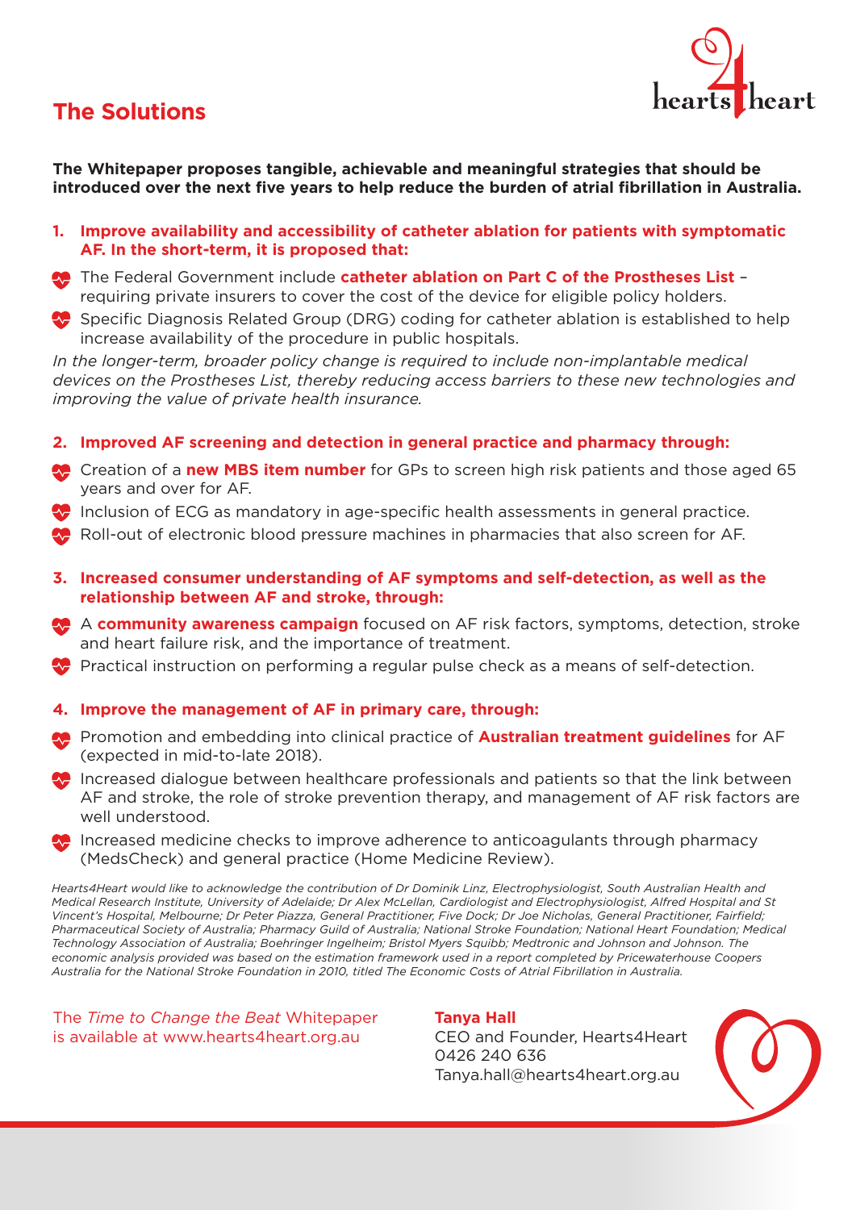## The Solutions

**The Whitepaper proposes tangible, achievable and meaningful strategies that should be introduced over the next five years to help reduce the burden of atrial fibrillation in Australia.**

1. **Improve availability and accessibility of catheter ablation for patients with symptomatic AF. In the short-term, it is proposed that:**

- The Federal Government include **catheter ablation on Part C of the Prostheses List** – requiring private insurers to cover the cost of the device for eligible policy holders.
- Specific Diagnosis Related Group (DRG) coding for catheter ablation is established to help increase availability of the procedure in public hospitals.

*In the longer-term, broader policy change is required to include non-implantable medical devices on the Prostheses List, thereby reducing access barriers to these new technologies and improving the value of private health insurance.*

2. **Improved AF screening and detection in general practice and pharmacy through:**

- Creation of a **new MBS item number** for GPs to screen high risk patients and those aged 65 years and over for AF.
- Inclusion of ECG as mandatory in age-specific health assessments in general practice.
- Roll-out of electronic blood pressure machines in pharmacies that also screen for AF.

3. **Increased consumer understanding of AF symptoms and self-detection, as well as the relationship between AF and stroke, through:**

- A **community awareness campaign** focused on AF risk factors, symptoms, detection, stroke and heart failure risk, and the importance of treatment.
- Practical instruction on performing a regular pulse check as a means of self-detection.

4. **Improve the management of AF in primary care, through:**

- Promotion and embedding into clinical practice of **Australian treatment guidelines** for AF (expected in mid-to-late 2018).
- Increased dialogue between healthcare professionals and patients so that the link between AF and stroke, the role of stroke prevention therapy, and management of AF risk factors are well understood.
- Increased medicine checks to improve adherence to anticoagulants through pharmacy (MedsCheck) and general practice (Home Medicine Review).

*Hearts4Heart would like to acknowledge the contribution of Dr Dominik Linz, Electrophysiologist, South Australian Health and Medical Research Institute, University of Adelaide; Dr Alex McLellan, Cardiologist and Electrophysiologist, Alfred Hospital and St Vincent's Hospital, Melbourne; Dr Peter Piazza, General Practitioner, Five Dock; Dr Joe Nicholas, General Practitioner, Fairfield; Pharmaceutical Society of Australia; Pharmacy Guild of Australia; National Stroke Foundation; National Heart Foundation; Medical Technology Association of Australia; Boehringer Ingelheim; Bristol Myers Squibb; Medtronic and Johnson and Johnson. The economic analysis provided was based on the estimation framework used in a report completed by Pricewaterhouse Coopers Australia for the National Stroke Foundation in 2010, titled The Economic Costs of Atrial Fibrillation in Australia.*

The *Time to Change the Beat* Whitepaper is available at www.hearts4heart.org.au

**Tanya Hall**
CEO and Founder, Hearts4Heart
0426 240 636
Tanya.hall@hearts4heart.org.au